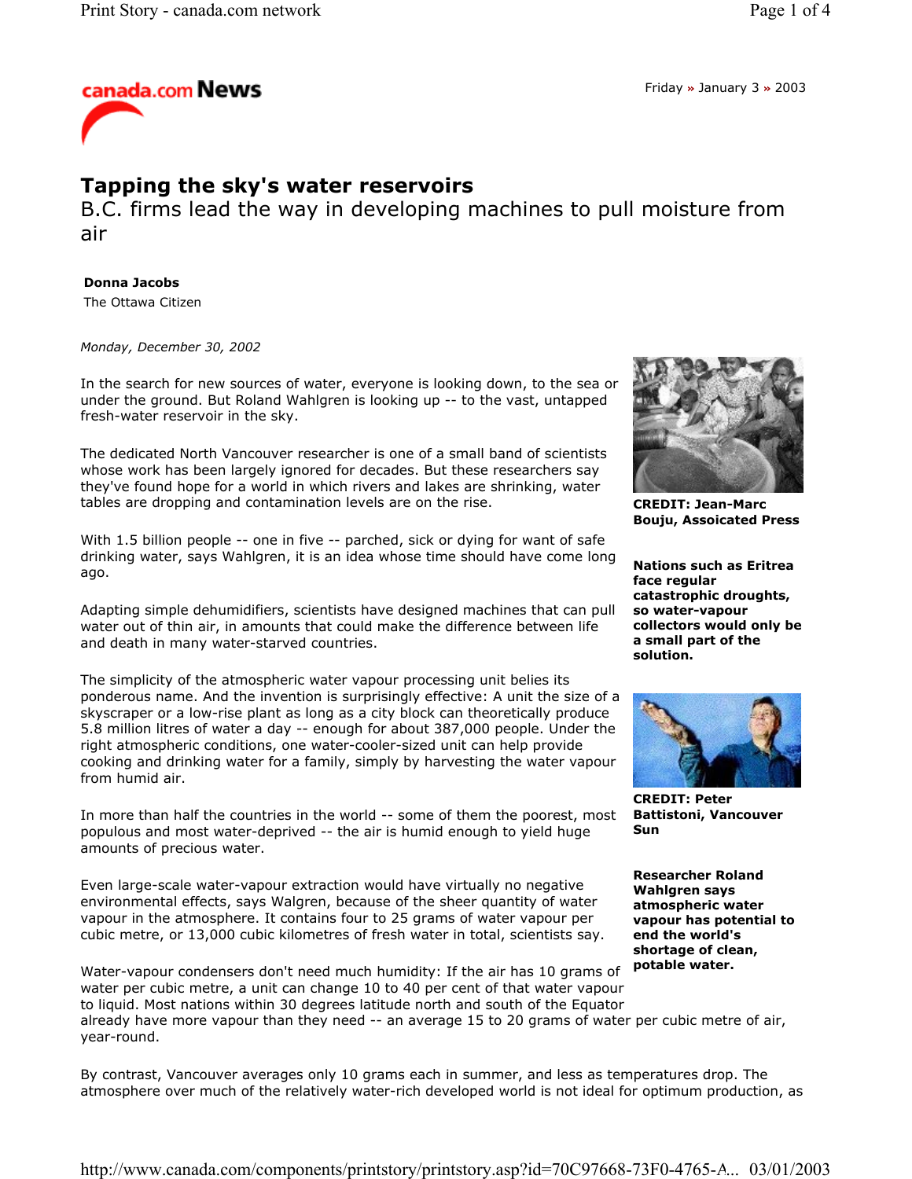canada.com News

Friday » January 3 » 2003

# Tapping the sky's water reservoirs

## B.C. firms lead the way in developing machines to pull moisture from air

**Donna Jacobs**
The Ottawa Citizen

*Monday, December 30, 2002*

In the search for new sources of water, everyone is looking down, to the sea or under the ground. But Roland Wahlgren is looking up -- to the vast, untapped fresh-water reservoir in the sky.

The dedicated North Vancouver researcher is one of a small band of scientists whose work has been largely ignored for decades. But these researchers say they've found hope for a world in which rivers and lakes are shrinking, water tables are dropping and contamination levels are on the rise.

With 1.5 billion people -- one in five -- parched, sick or dying for want of safe drinking water, says Wahlgren, it is an idea whose time should have come long ago.

Adapting simple dehumidifiers, scientists have designed machines that can pull water out of thin air, in amounts that could make the difference between life and death in many water-starved countries.

The simplicity of the atmospheric water vapour processing unit belies its ponderous name. And the invention is surprisingly effective: A unit the size of a skyscraper or a low-rise plant as long as a city block can theoretically produce 5.8 million litres of water a day -- enough for about 387,000 people. Under the right atmospheric conditions, one water-cooler-sized unit can help provide cooking and drinking water for a family, simply by harvesting the water vapour from humid air.

In more than half the countries in the world -- some of them the poorest, most populous and most water-deprived -- the air is humid enough to yield huge amounts of precious water.

Even large-scale water-vapour extraction would have virtually no negative environmental effects, says Walgren, because of the sheer quantity of water vapour in the atmosphere. It contains four to 25 grams of water vapour per cubic metre, or 13,000 cubic kilometres of fresh water in total, scientists say.

Water-vapour condensers don't need much humidity: If the air has 10 grams of water per cubic metre, a unit can change 10 to 40 per cent of that water vapour to liquid. Most nations within 30 degrees latitude north and south of the Equator already have more vapour than they need -- an average 15 to 20 grams of water per cubic metre of air, year-round.

By contrast, Vancouver averages only 10 grams each in summer, and less as temperatures drop. The atmosphere over much of the relatively water-rich developed world is not ideal for optimum production, as

**CREDIT: Jean-Marc Bouju, Assoicated Press**

**Nations such as Eritrea face regular catastrophic droughts, so water-vapour collectors would only be a small part of the solution.**

**CREDIT: Peter Battistoni, Vancouver Sun**

**Researcher Roland Wahlgren says atmospheric water vapour has potential to end the world's shortage of clean, potable water.**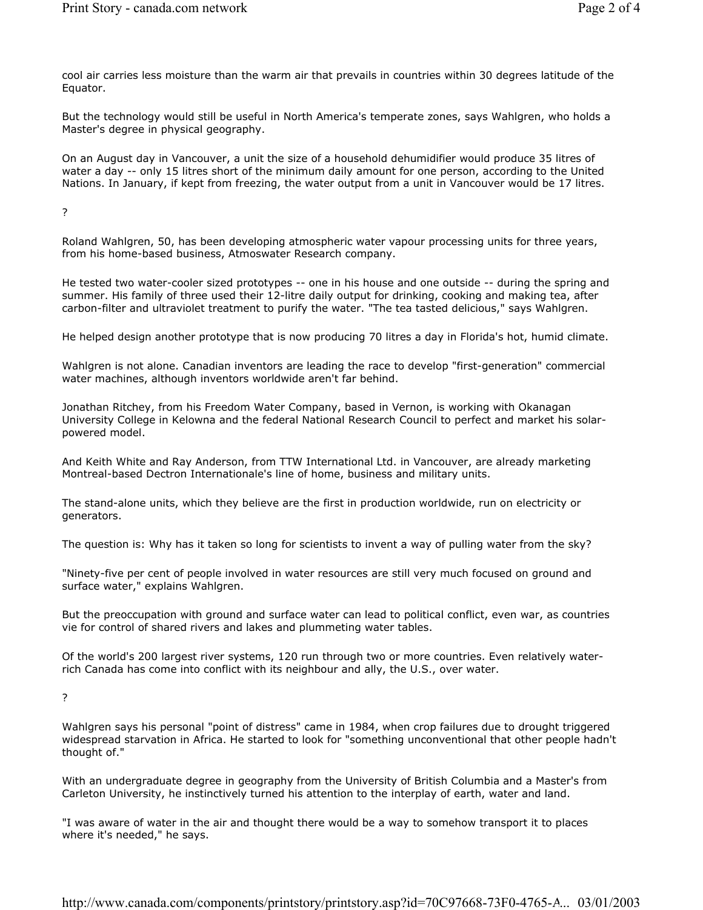cool air carries less moisture than the warm air that prevails in countries within 30 degrees latitude of the Equator.

But the technology would still be useful in North America's temperate zones, says Wahlgren, who holds a Master's degree in physical geography.

On an August day in Vancouver, a unit the size of a household dehumidifier would produce 35 litres of water a day -- only 15 litres short of the minimum daily amount for one person, according to the United Nations. In January, if kept from freezing, the water output from a unit in Vancouver would be 17 litres.

?

Roland Wahlgren, 50, has been developing atmospheric water vapour processing units for three years, from his home-based business, Atmoswater Research company.

He tested two water-cooler sized prototypes -- one in his house and one outside -- during the spring and summer. His family of three used their 12-litre daily output for drinking, cooking and making tea, after carbon-filter and ultraviolet treatment to purify the water. "The tea tasted delicious," says Wahlgren.

He helped design another prototype that is now producing 70 litres a day in Florida's hot, humid climate.

Wahlgren is not alone. Canadian inventors are leading the race to develop "first-generation" commercial water machines, although inventors worldwide aren't far behind.

Jonathan Ritchey, from his Freedom Water Company, based in Vernon, is working with Okanagan University College in Kelowna and the federal National Research Council to perfect and market his solar-powered model.

And Keith White and Ray Anderson, from TTW International Ltd. in Vancouver, are already marketing Montreal-based Dectron Internationale's line of home, business and military units.

The stand-alone units, which they believe are the first in production worldwide, run on electricity or generators.

The question is: Why has it taken so long for scientists to invent a way of pulling water from the sky?

"Ninety-five per cent of people involved in water resources are still very much focused on ground and surface water," explains Wahlgren.

But the preoccupation with ground and surface water can lead to political conflict, even war, as countries vie for control of shared rivers and lakes and plummeting water tables.

Of the world's 200 largest river systems, 120 run through two or more countries. Even relatively water-rich Canada has come into conflict with its neighbour and ally, the U.S., over water.

?

Wahlgren says his personal "point of distress" came in 1984, when crop failures due to drought triggered widespread starvation in Africa. He started to look for "something unconventional that other people hadn't thought of."

With an undergraduate degree in geography from the University of British Columbia and a Master's from Carleton University, he instinctively turned his attention to the interplay of earth, water and land.

"I was aware of water in the air and thought there would be a way to somehow transport it to places where it's needed," he says.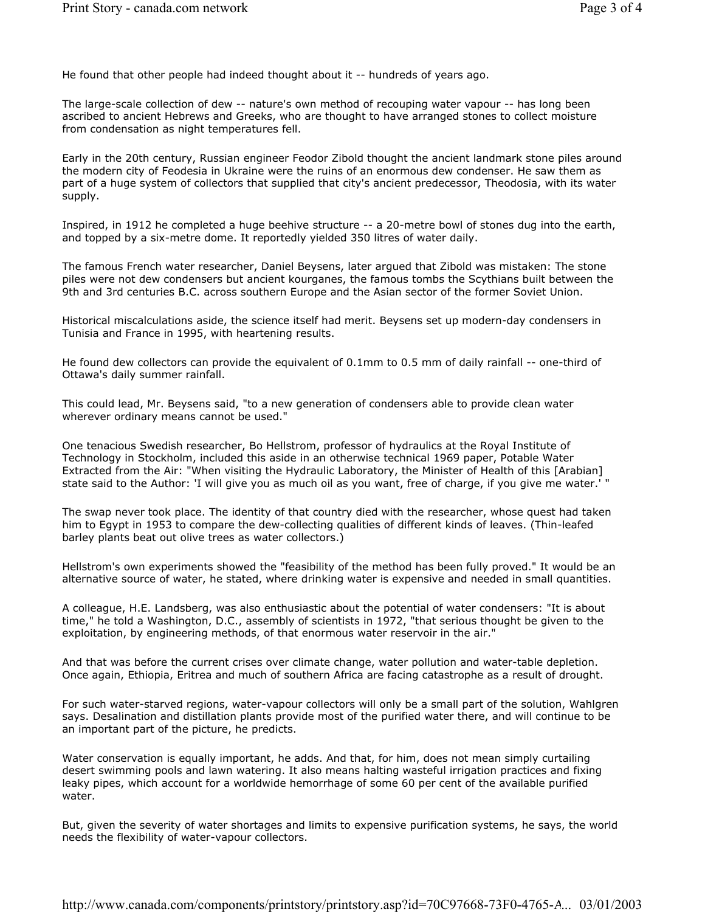He found that other people had indeed thought about it -- hundreds of years ago.

The large-scale collection of dew -- nature's own method of recouping water vapour -- has long been ascribed to ancient Hebrews and Greeks, who are thought to have arranged stones to collect moisture from condensation as night temperatures fell.

Early in the 20th century, Russian engineer Feodor Zibold thought the ancient landmark stone piles around the modern city of Feodesia in Ukraine were the ruins of an enormous dew condenser. He saw them as part of a huge system of collectors that supplied that city's ancient predecessor, Theodosia, with its water supply.

Inspired, in 1912 he completed a huge beehive structure -- a 20-metre bowl of stones dug into the earth, and topped by a six-metre dome. It reportedly yielded 350 litres of water daily.

The famous French water researcher, Daniel Beysens, later argued that Zibold was mistaken: The stone piles were not dew condensers but ancient kourganes, the famous tombs the Scythians built between the 9th and 3rd centuries B.C. across southern Europe and the Asian sector of the former Soviet Union.

Historical miscalculations aside, the science itself had merit. Beysens set up modern-day condensers in Tunisia and France in 1995, with heartening results.

He found dew collectors can provide the equivalent of 0.1mm to 0.5 mm of daily rainfall -- one-third of Ottawa's daily summer rainfall.

This could lead, Mr. Beysens said, "to a new generation of condensers able to provide clean water wherever ordinary means cannot be used."

One tenacious Swedish researcher, Bo Hellstrom, professor of hydraulics at the Royal Institute of Technology in Stockholm, included this aside in an otherwise technical 1969 paper, Potable Water Extracted from the Air: "When visiting the Hydraulic Laboratory, the Minister of Health of this [Arabian] state said to the Author: 'I will give you as much oil as you want, free of charge, if you give me water.' "

The swap never took place. The identity of that country died with the researcher, whose quest had taken him to Egypt in 1953 to compare the dew-collecting qualities of different kinds of leaves. (Thin-leafed barley plants beat out olive trees as water collectors.)

Hellstrom's own experiments showed the "feasibility of the method has been fully proved." It would be an alternative source of water, he stated, where drinking water is expensive and needed in small quantities.

A colleague, H.E. Landsberg, was also enthusiastic about the potential of water condensers: "It is about time," he told a Washington, D.C., assembly of scientists in 1972, "that serious thought be given to the exploitation, by engineering methods, of that enormous water reservoir in the air."

And that was before the current crises over climate change, water pollution and water-table depletion. Once again, Ethiopia, Eritrea and much of southern Africa are facing catastrophe as a result of drought.

For such water-starved regions, water-vapour collectors will only be a small part of the solution, Wahlgren says. Desalination and distillation plants provide most of the purified water there, and will continue to be an important part of the picture, he predicts.

Water conservation is equally important, he adds. And that, for him, does not mean simply curtailing desert swimming pools and lawn watering. It also means halting wasteful irrigation practices and fixing leaky pipes, which account for a worldwide hemorrhage of some 60 per cent of the available purified water.

But, given the severity of water shortages and limits to expensive purification systems, he says, the world needs the flexibility of water-vapour collectors.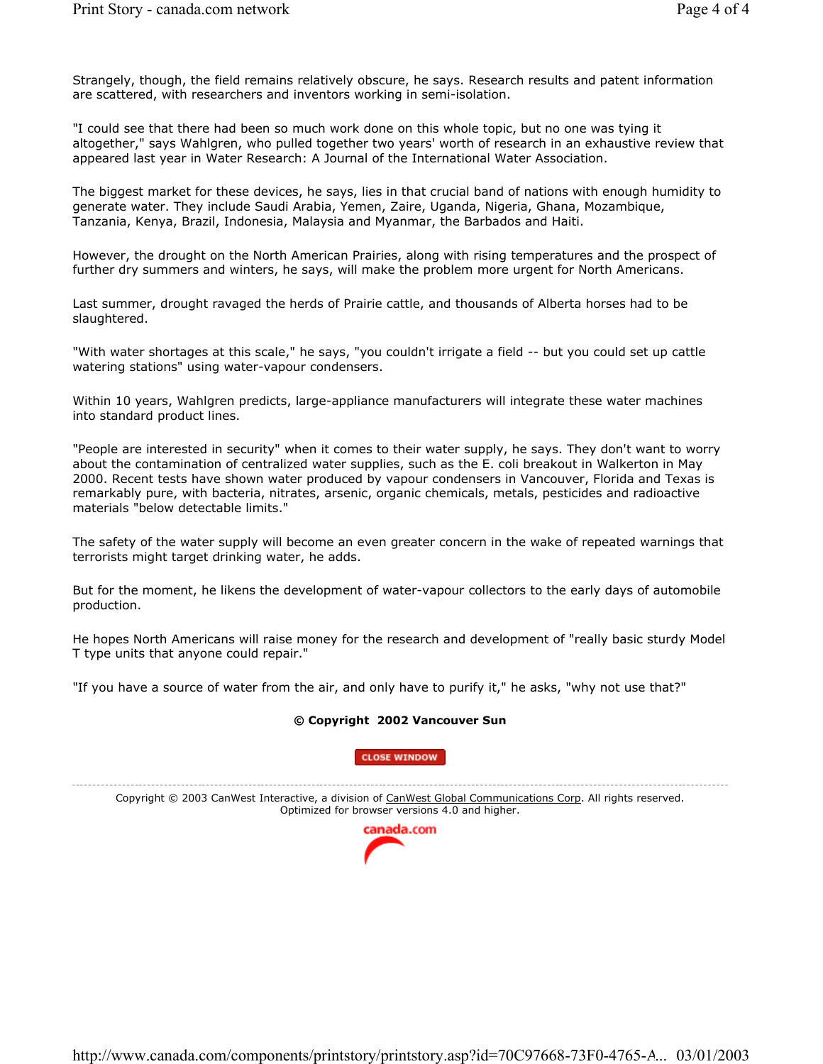Strangely, though, the field remains relatively obscure, he says. Research results and patent information are scattered, with researchers and inventors working in semi-isolation.

"I could see that there had been so much work done on this whole topic, but no one was tying it altogether," says Wahlgren, who pulled together two years' worth of research in an exhaustive review that appeared last year in Water Research: A Journal of the International Water Association.

The biggest market for these devices, he says, lies in that crucial band of nations with enough humidity to generate water. They include Saudi Arabia, Yemen, Zaire, Uganda, Nigeria, Ghana, Mozambique, Tanzania, Kenya, Brazil, Indonesia, Malaysia and Myanmar, the Barbados and Haiti.

However, the drought on the North American Prairies, along with rising temperatures and the prospect of further dry summers and winters, he says, will make the problem more urgent for North Americans.

Last summer, drought ravaged the herds of Prairie cattle, and thousands of Alberta horses had to be slaughtered.

"With water shortages at this scale," he says, "you couldn't irrigate a field -- but you could set up cattle watering stations" using water-vapour condensers.

Within 10 years, Wahlgren predicts, large-appliance manufacturers will integrate these water machines into standard product lines.

"People are interested in security" when it comes to their water supply, he says. They don't want to worry about the contamination of centralized water supplies, such as the E. coli breakout in Walkerton in May 2000. Recent tests have shown water produced by vapour condensers in Vancouver, Florida and Texas is remarkably pure, with bacteria, nitrates, arsenic, organic chemicals, metals, pesticides and radioactive materials "below detectable limits."

The safety of the water supply will become an even greater concern in the wake of repeated warnings that terrorists might target drinking water, he adds.

But for the moment, he likens the development of water-vapour collectors to the early days of automobile production.

He hopes North Americans will raise money for the research and development of "really basic sturdy Model T type units that anyone could repair."

"If you have a source of water from the air, and only have to purify it," he asks, "why not use that?"

**© Copyright 2002 Vancouver Sun**

CLOSE WINDOW

---

Copyright © 2003 CanWest Interactive, a division of CanWest Global Communications Corp. All rights reserved.
Optimized for browser versions 4.0 and higher.

canada.com